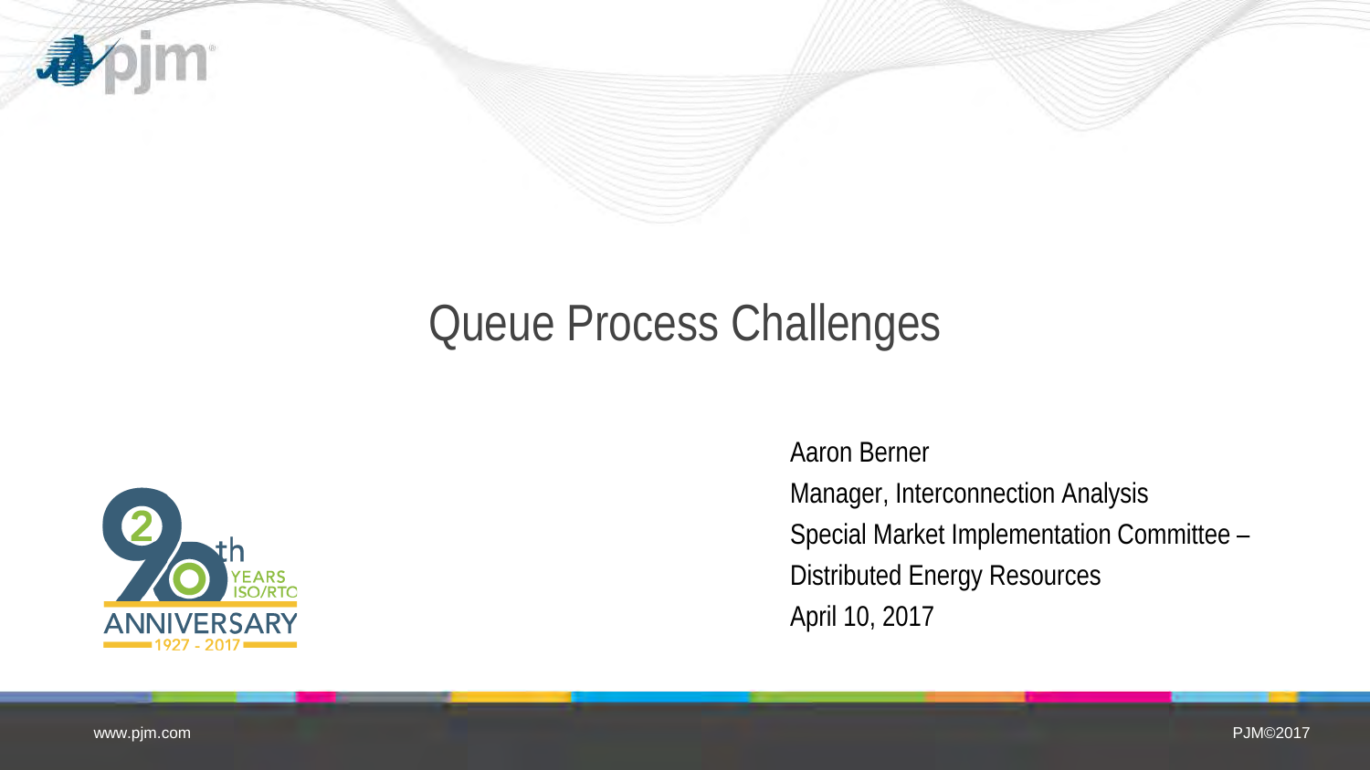# Queue Process Challenges

Aaron Berner
Manager, Interconnection Analysis
Special Market Implementation Committee –
Distributed Energy Resources
April 10, 2017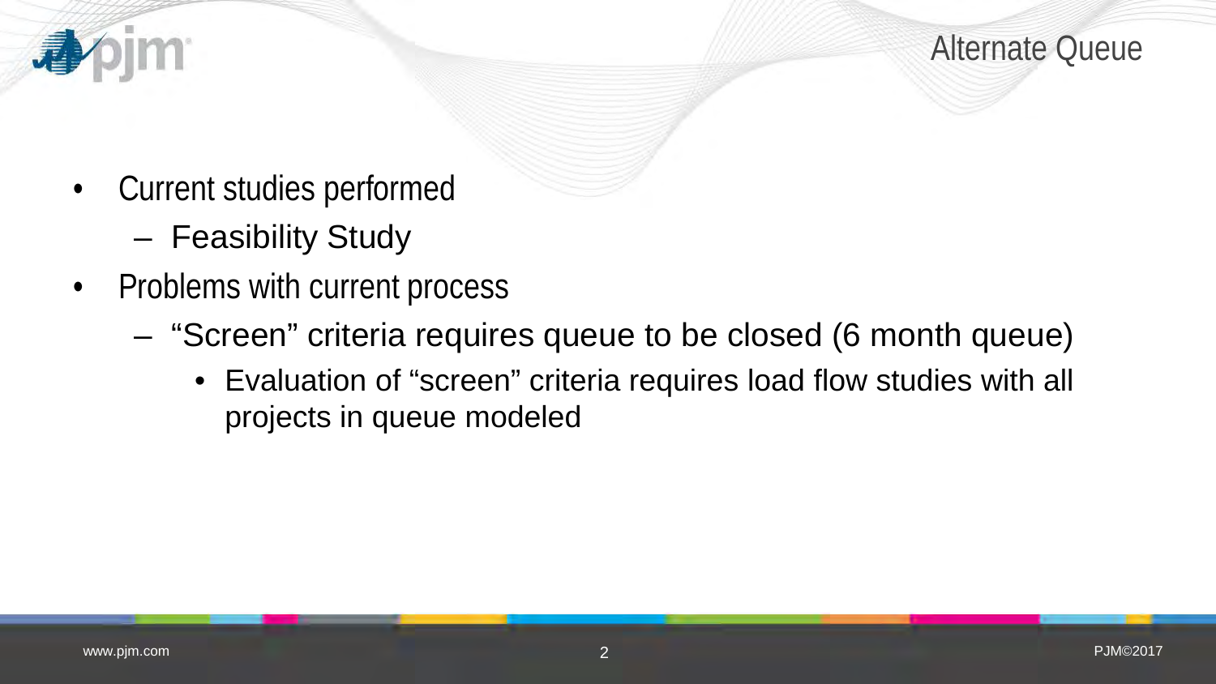# Alternate Queue

- Current studies performed
  - Feasibility Study
- Problems with current process
  - “Screen” criteria requires queue to be closed (6 month queue)
    - Evaluation of “screen” criteria requires load flow studies with all projects in queue modeled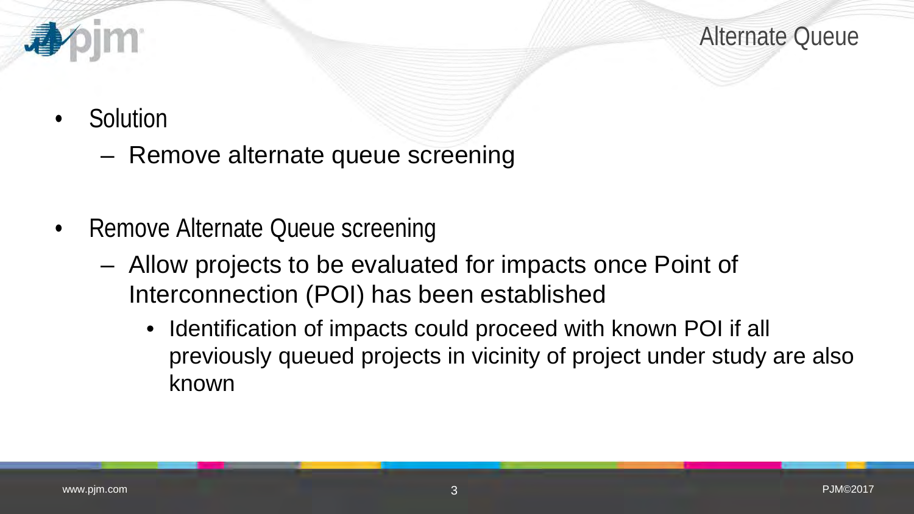# Alternate Queue

- Solution
  - Remove alternate queue screening

- Remove Alternate Queue screening
  - Allow projects to be evaluated for impacts once Point of Interconnection (POI) has been established
    - Identification of impacts could proceed with known POI if all previously queued projects in vicinity of project under study are also known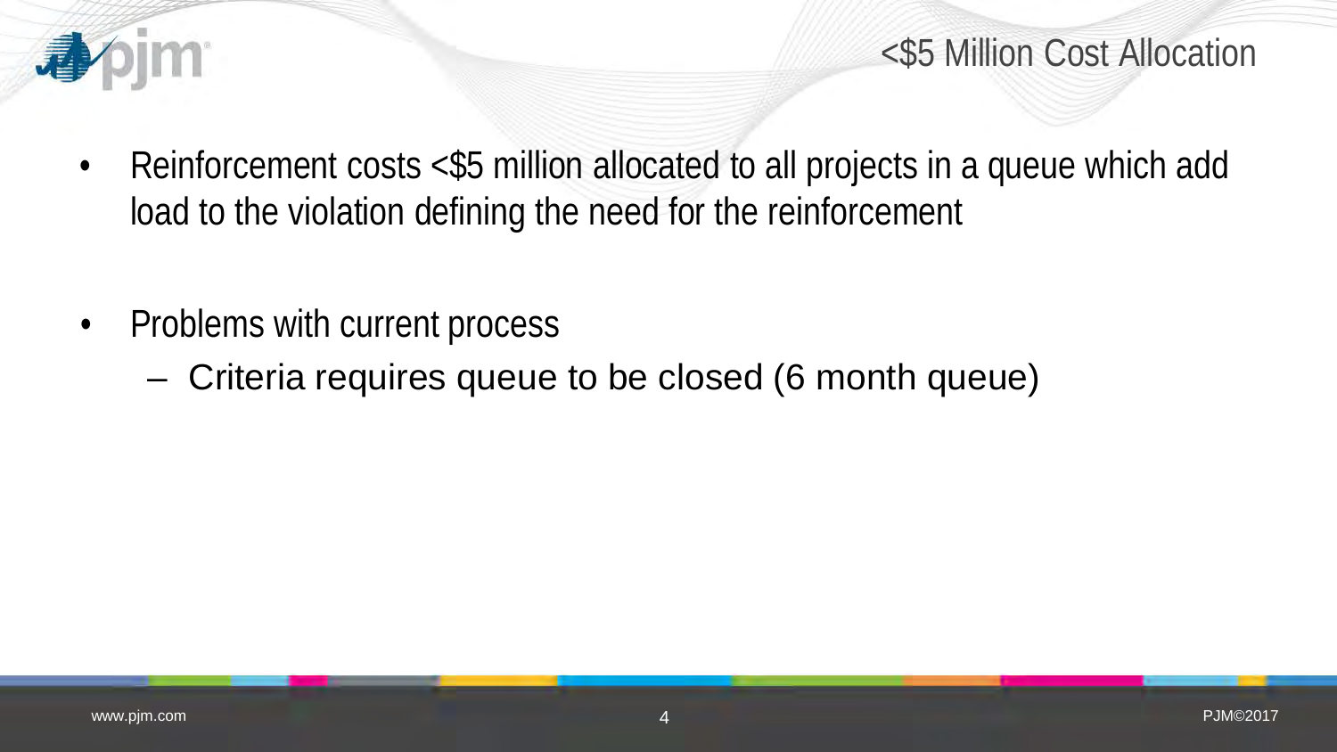## <$5 Million Cost Allocation

- Reinforcement costs <$5 million allocated to all projects in a queue which add load to the violation defining the need for the reinforcement

- Problems with current process
  - Criteria requires queue to be closed (6 month queue)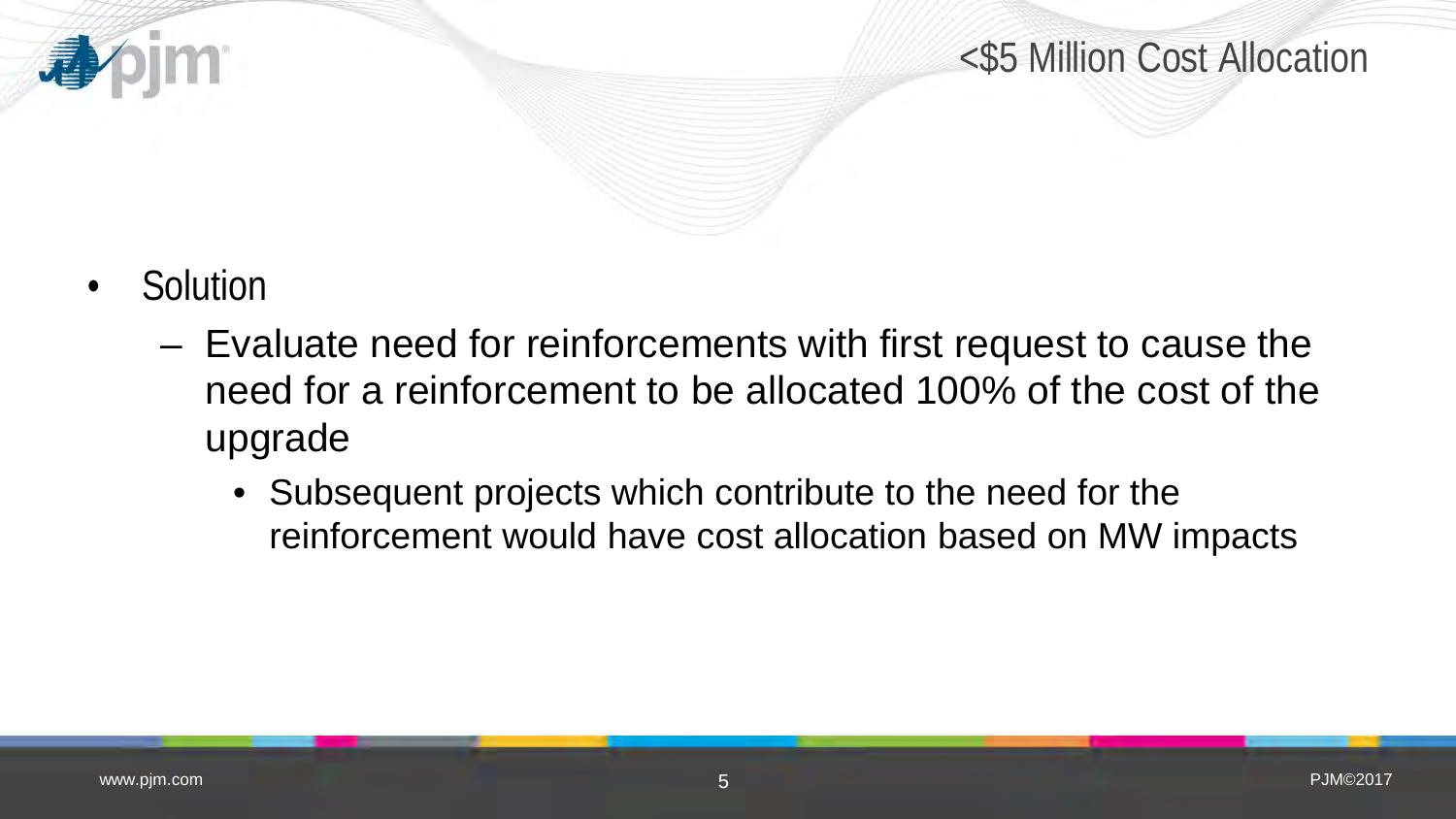# <$5 Million Cost Allocation

- Solution
  - Evaluate need for reinforcements with first request to cause the need for a reinforcement to be allocated 100% of the cost of the upgrade
    - Subsequent projects which contribute to the need for the reinforcement would have cost allocation based on MW impacts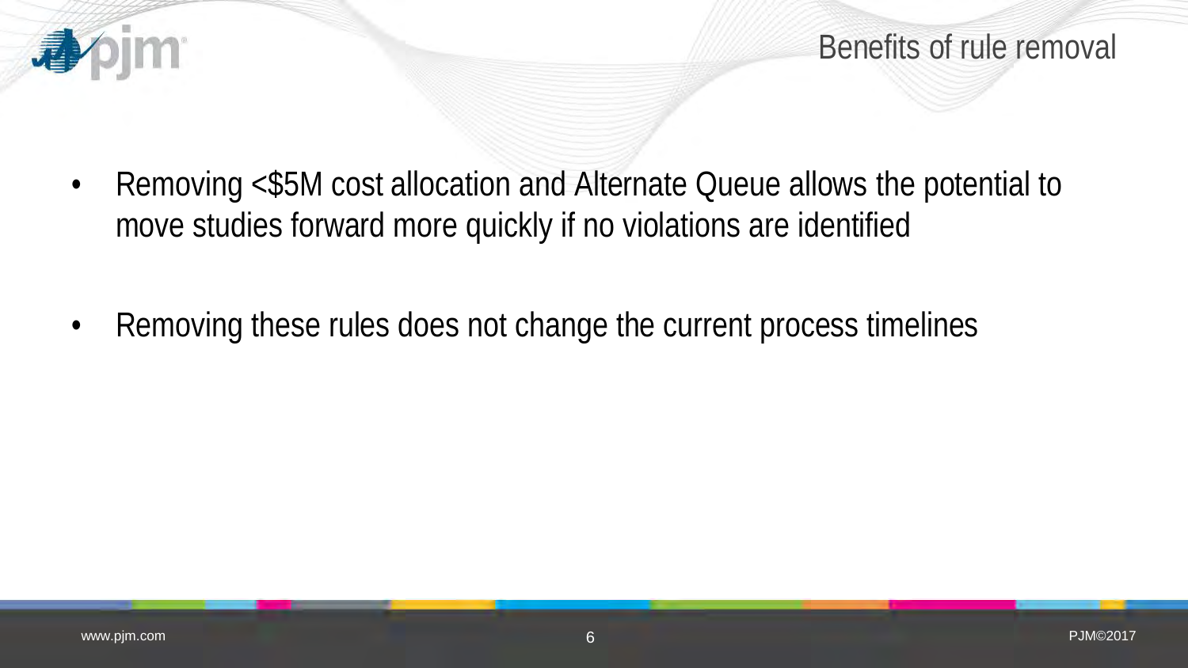# Benefits of rule removal

- Removing <$5M cost allocation and Alternate Queue allows the potential to move studies forward more quickly if no violations are identified
- Removing these rules does not change the current process timelines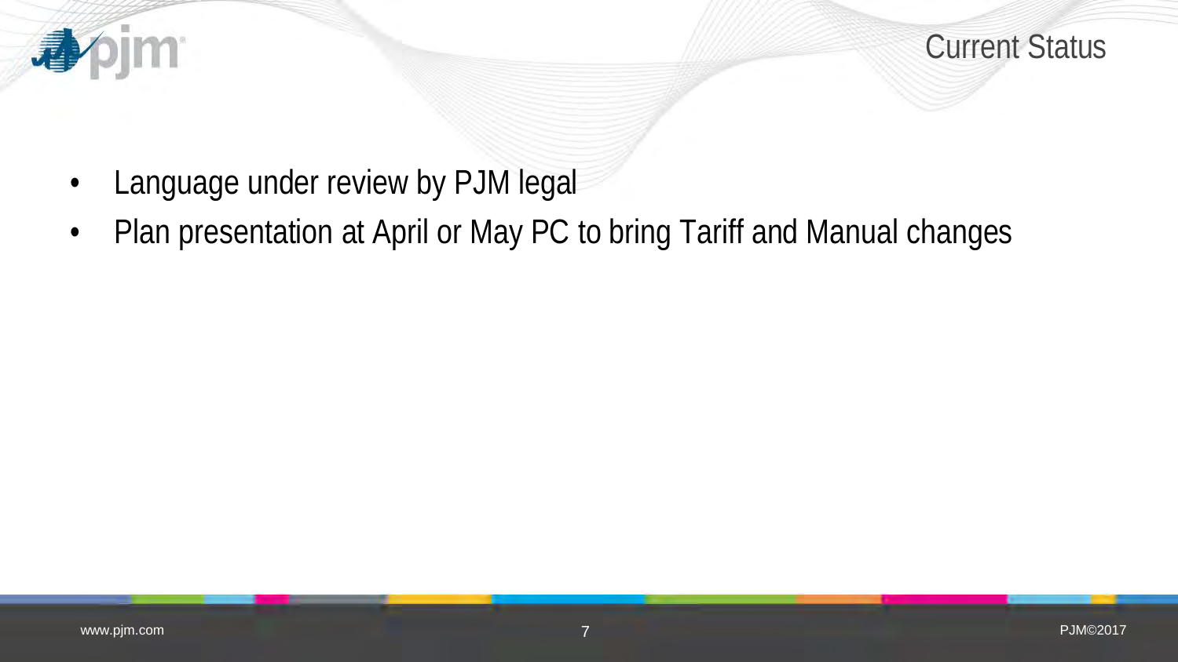# Current Status

- Language under review by PJM legal
- Plan presentation at April or May PC to bring Tariff and Manual changes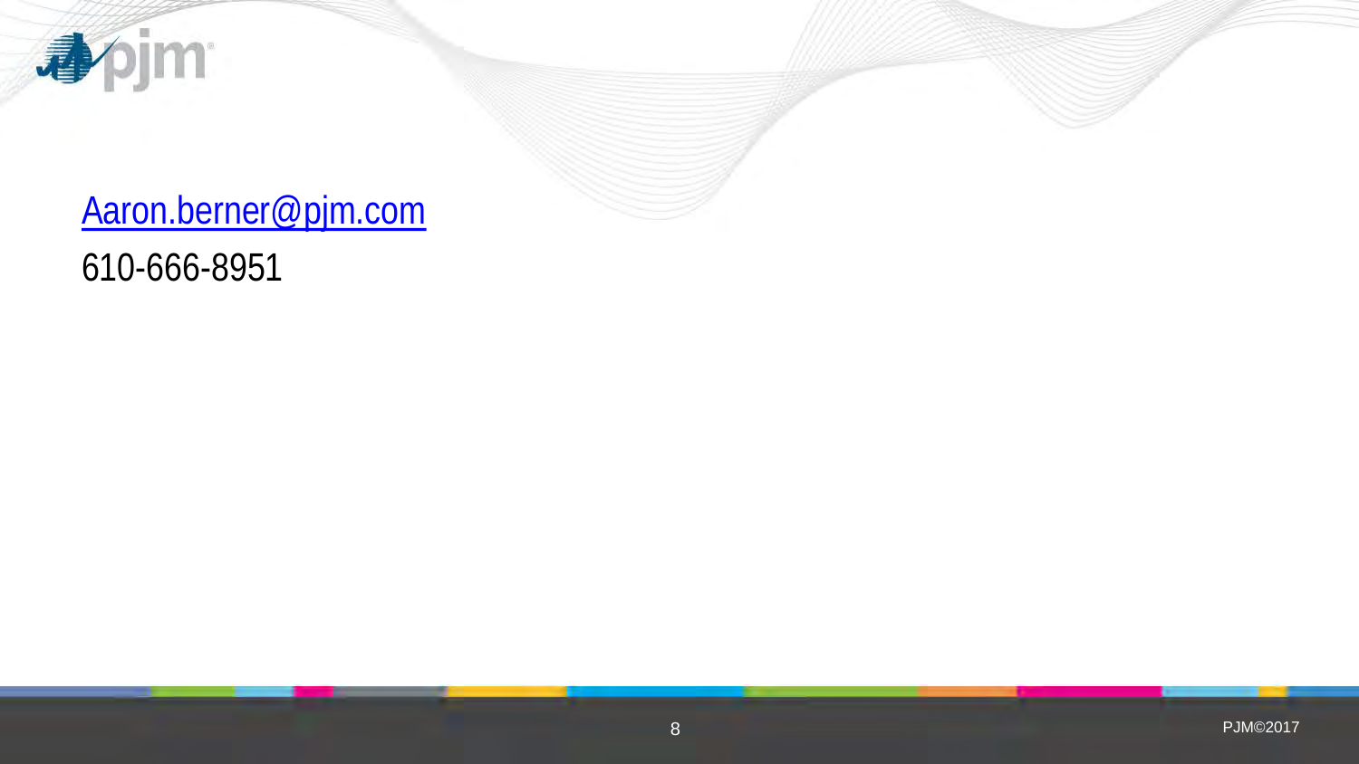Aaron.berner@pjm.com

610-666-8951